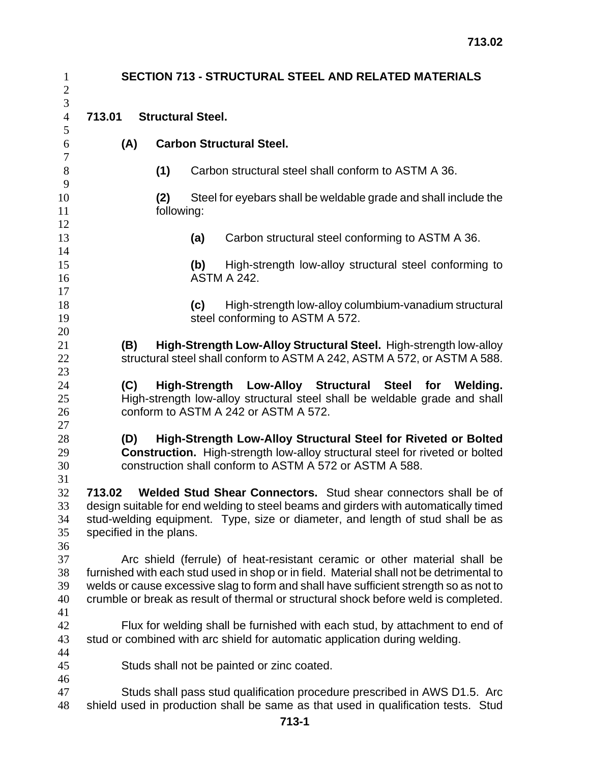# SECTION 713 - STRUCTURAL STEEL AND RELATED MATERIALS

## 713.01 Structural Steel.

### (A) Carbon Structural Steel.

**(1)** Carbon structural steel shall conform to ASTM A 36.

**(2)** Steel for eyebars shall be weldable grade and shall include the following:

**(a)** Carbon structural steel conforming to ASTM A 36.

**(b)** High-strength low-alloy structural steel conforming to ASTM A 242.

**(c)** High-strength low-alloy columbium-vanadium structural steel conforming to ASTM A 572.

**(B) High-Strength Low-Alloy Structural Steel.** High-strength low-alloy structural steel shall conform to ASTM A 242, ASTM A 572, or ASTM A 588.

**(C) High-Strength Low-Alloy Structural Steel for Welding.** High-strength low-alloy structural steel shall be weldable grade and shall conform to ASTM A 242 or ASTM A 572.

**(D) High-Strength Low-Alloy Structural Steel for Riveted or Bolted Construction.** High-strength low-alloy structural steel for riveted or bolted construction shall conform to ASTM A 572 or ASTM A 588.

**713.02 Welded Stud Shear Connectors.** Stud shear connectors shall be of design suitable for end welding to steel beams and girders with automatically timed stud-welding equipment. Type, size or diameter, and length of stud shall be as specified in the plans.

Arc shield (ferrule) of heat-resistant ceramic or other material shall be furnished with each stud used in shop or in field. Material shall not be detrimental to welds or cause excessive slag to form and shall have sufficient strength so as not to crumble or break as result of thermal or structural shock before weld is completed.

Flux for welding shall be furnished with each stud, by attachment to end of stud or combined with arc shield for automatic application during welding.

Studs shall not be painted or zinc coated.

Studs shall pass stud qualification procedure prescribed in AWS D1.5. Arc shield used in production shall be same as that used in qualification tests. Stud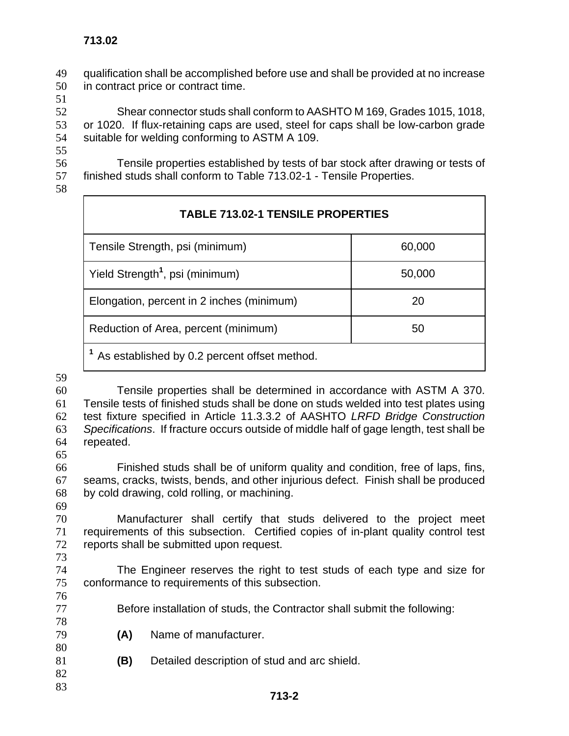qualification shall be accomplished before use and shall be provided at no increase in contract price or contract time.

Shear connector studs shall conform to AASHTO M 169, Grades 1015, 1018, or 1020. If flux-retaining caps are used, steel for caps shall be low-carbon grade suitable for welding conforming to ASTM A 109.

Tensile properties established by tests of bar stock after drawing or tests of finished studs shall conform to Table 713.02-1 - Tensile Properties.

| **TABLE 713.02-1 TENSILE PROPERTIES** | |
|---|---|
| Tensile Strength, psi (minimum) | 60,000 |
| Yield Strength[1], psi (minimum) | 50,000 |
| Elongation, percent in 2 inches (minimum) | 20 |
| Reduction of Area, percent (minimum) | 50 |
| [1] As established by 0.2 percent offset method. | |

Tensile properties shall be determined in accordance with ASTM A 370. Tensile tests of finished studs shall be done on studs welded into test plates using test fixture specified in Article 11.3.3.2 of AASHTO *LRFD Bridge Construction Specifications*. If fracture occurs outside of middle half of gage length, test shall be repeated.

Finished studs shall be of uniform quality and condition, free of laps, fins, seams, cracks, twists, bends, and other injurious defect. Finish shall be produced by cold drawing, cold rolling, or machining.

Manufacturer shall certify that studs delivered to the project meet requirements of this subsection. Certified copies of in-plant quality control test reports shall be submitted upon request.

The Engineer reserves the right to test studs of each type and size for conformance to requirements of this subsection.

Before installation of studs, the Contractor shall submit the following:

**(A)** Name of manufacturer.

**(B)** Detailed description of stud and arc shield.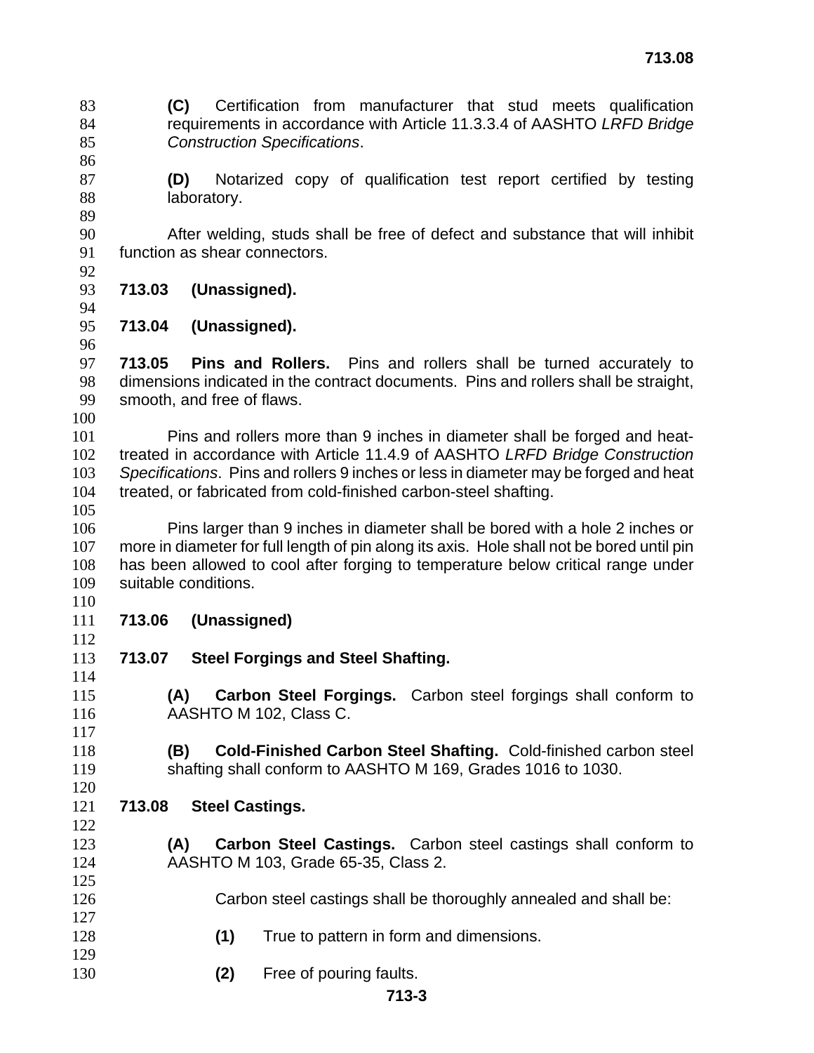**(C)** Certification from manufacturer that stud meets qualification requirements in accordance with Article 11.3.3.4 of AASHTO *LRFD Bridge Construction Specifications*.

**(D)** Notarized copy of qualification test report certified by testing laboratory.

After welding, studs shall be free of defect and substance that will inhibit function as shear connectors.

**713.03 (Unassigned).**

**713.04 (Unassigned).**

**713.05 Pins and Rollers.** Pins and rollers shall be turned accurately to dimensions indicated in the contract documents. Pins and rollers shall be straight, smooth, and free of flaws.

Pins and rollers more than 9 inches in diameter shall be forged and heat-treated in accordance with Article 11.4.9 of AASHTO *LRFD Bridge Construction Specifications*. Pins and rollers 9 inches or less in diameter may be forged and heat treated, or fabricated from cold-finished carbon-steel shafting.

Pins larger than 9 inches in diameter shall be bored with a hole 2 inches or more in diameter for full length of pin along its axis. Hole shall not be bored until pin has been allowed to cool after forging to temperature below critical range under suitable conditions.

**713.06 (Unassigned)**

**713.07 Steel Forgings and Steel Shafting.**

**(A) Carbon Steel Forgings.** Carbon steel forgings shall conform to AASHTO M 102, Class C.

**(B) Cold-Finished Carbon Steel Shafting.** Cold-finished carbon steel shafting shall conform to AASHTO M 169, Grades 1016 to 1030.

**713.08 Steel Castings.**

**(A) Carbon Steel Castings.** Carbon steel castings shall conform to AASHTO M 103, Grade 65-35, Class 2.

Carbon steel castings shall be thoroughly annealed and shall be:

**(1)** True to pattern in form and dimensions.

**(2)** Free of pouring faults.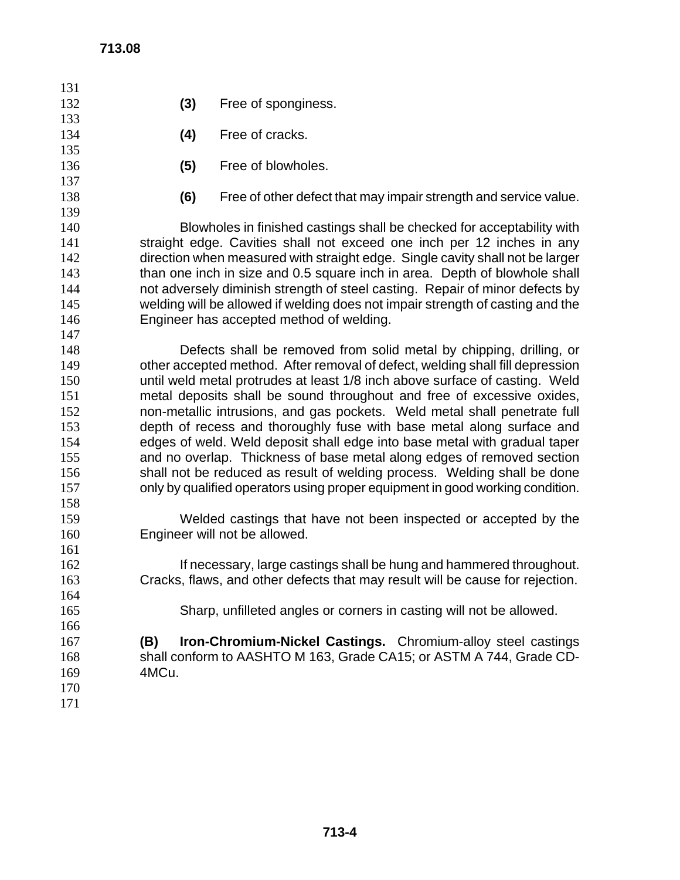**(3)** Free of sponginess.

**(4)** Free of cracks.

**(5)** Free of blowholes.

**(6)** Free of other defect that may impair strength and service value.

Blowholes in finished castings shall be checked for acceptability with straight edge. Cavities shall not exceed one inch per 12 inches in any direction when measured with straight edge. Single cavity shall not be larger than one inch in size and 0.5 square inch in area. Depth of blowhole shall not adversely diminish strength of steel casting. Repair of minor defects by welding will be allowed if welding does not impair strength of casting and the Engineer has accepted method of welding.

Defects shall be removed from solid metal by chipping, drilling, or other accepted method. After removal of defect, welding shall fill depression until weld metal protrudes at least 1/8 inch above surface of casting. Weld metal deposits shall be sound throughout and free of excessive oxides, non-metallic intrusions, and gas pockets. Weld metal shall penetrate full depth of recess and thoroughly fuse with base metal along surface and edges of weld. Weld deposit shall edge into base metal with gradual taper and no overlap. Thickness of base metal along edges of removed section shall not be reduced as result of welding process. Welding shall be done only by qualified operators using proper equipment in good working condition.

Welded castings that have not been inspected or accepted by the Engineer will not be allowed.

If necessary, large castings shall be hung and hammered throughout. Cracks, flaws, and other defects that may result will be cause for rejection.

Sharp, unfilleted angles or corners in casting will not be allowed.

**(B) Iron-Chromium-Nickel Castings.** Chromium-alloy steel castings shall conform to AASHTO M 163, Grade CA15; or ASTM A 744, Grade CD-4MCu.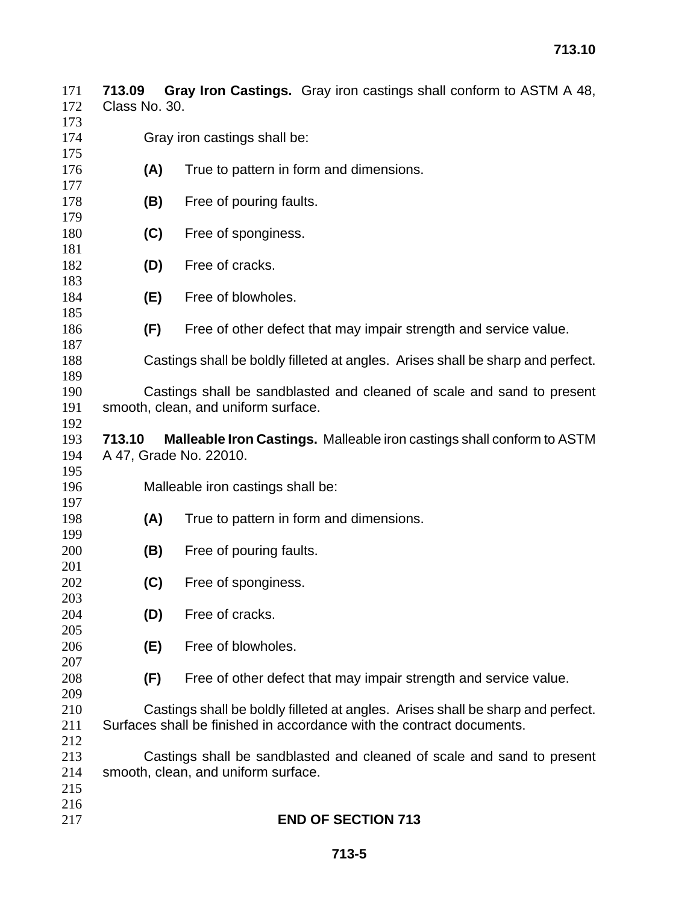**713.09 Gray Iron Castings.** Gray iron castings shall conform to ASTM A 48, Class No. 30.

Gray iron castings shall be:

**(A)** True to pattern in form and dimensions.

**(B)** Free of pouring faults.

**(C)** Free of sponginess.

**(D)** Free of cracks.

**(E)** Free of blowholes.

**(F)** Free of other defect that may impair strength and service value.

Castings shall be boldly filleted at angles. Arises shall be sharp and perfect.

Castings shall be sandblasted and cleaned of scale and sand to present smooth, clean, and uniform surface.

**713.10 Malleable Iron Castings.** Malleable iron castings shall conform to ASTM A 47, Grade No. 22010.

Malleable iron castings shall be:

**(A)** True to pattern in form and dimensions.

**(B)** Free of pouring faults.

**(C)** Free of sponginess.

**(D)** Free of cracks.

**(E)** Free of blowholes.

**(F)** Free of other defect that may impair strength and service value.

Castings shall be boldly filleted at angles. Arises shall be sharp and perfect. Surfaces shall be finished in accordance with the contract documents.

Castings shall be sandblasted and cleaned of scale and sand to present smooth, clean, and uniform surface.

**END OF SECTION 713**